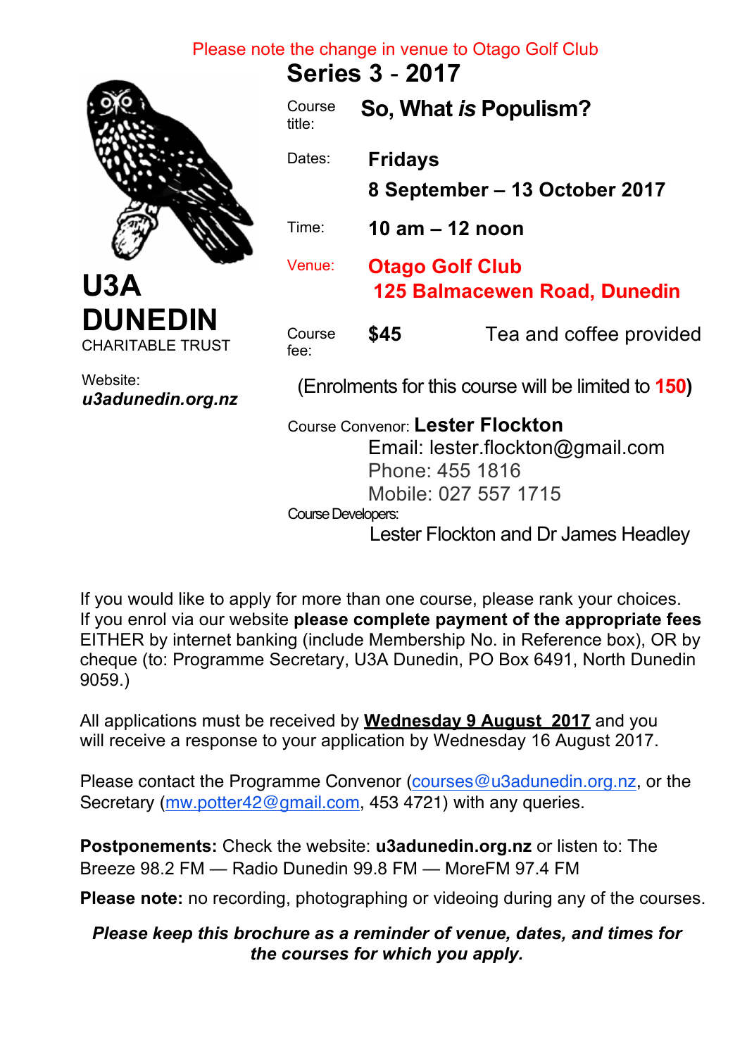Please note the change in venue to Otago Golf Club

# Series 3 - 2017

**U3A DUNEDIN**
CHARITABLE TRUST

Website:
***u3adunedin.org.nz***

Course title: **So, What *is* Populism?**

Dates: **Fridays**
**8 September – 13 October 2017**

Time: **10 am – 12 noon**

Venue: **Otago Golf Club**
**125 Balmacewen Road, Dunedin**

Course fee: **$45** Tea and coffee provided

(Enrolments for this course will be limited to **150**)

Course Convenor: **Lester Flockton**
Email: lester.flockton@gmail.com
Phone: 455 1816
Mobile: 027 557 1715

Course Developers:
Lester Flockton and Dr James Headley

If you would like to apply for more than one course, please rank your choices. If you enrol via our website **please complete payment of the appropriate fees** EITHER by internet banking (include Membership No. in Reference box), OR by cheque (to: Programme Secretary, U3A Dunedin, PO Box 6491, North Dunedin 9059.)

All applications must be received by **Wednesday 9 August 2017** and you will receive a response to your application by Wednesday 16 August 2017.

Please contact the Programme Convenor (courses@u3adunedin.org.nz, or the Secretary (mw.potter42@gmail.com, 453 4721) with any queries.

**Postponements:** Check the website: **u3adunedin.org.nz** or listen to: The Breeze 98.2 FM — Radio Dunedin 99.8 FM — MoreFM 97.4 FM

**Please note:** no recording, photographing or videoing during any of the courses.

***Please keep this brochure as a reminder of venue, dates, and times for the courses for which you apply.***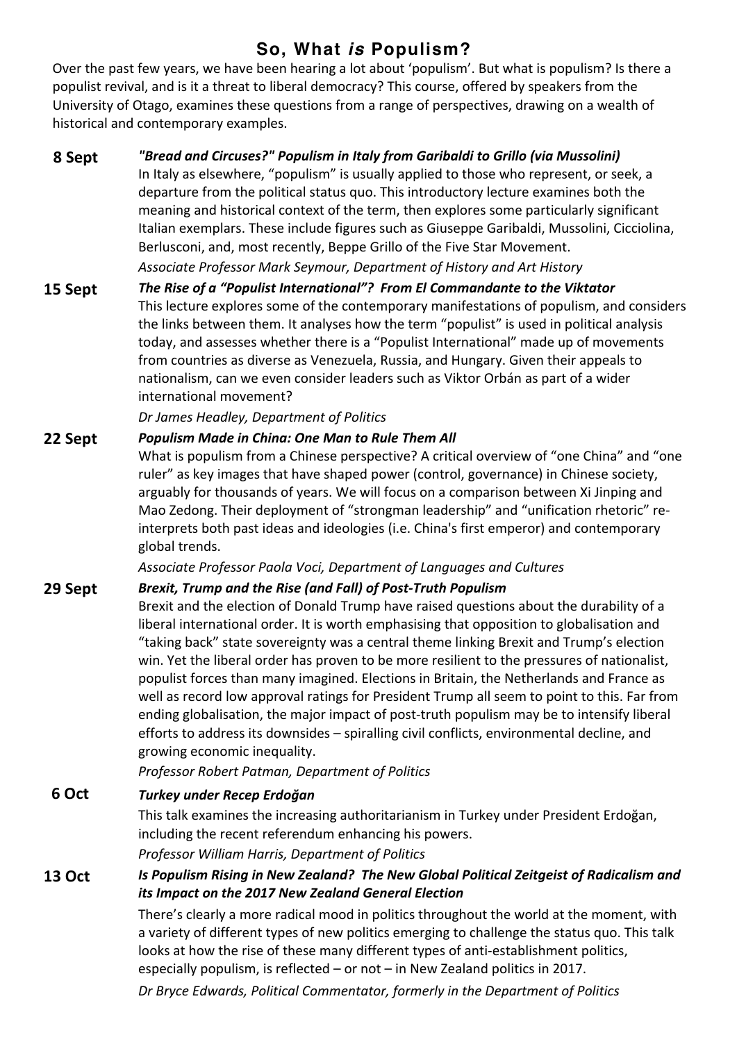# So, What *is* Populism?

Over the past few years, we have been hearing a lot about 'populism'. But what is populism? Is there a populist revival, and is it a threat to liberal democracy? This course, offered by speakers from the University of Otago, examines these questions from a range of perspectives, drawing on a wealth of historical and contemporary examples.

**8 Sept** — ***"Bread and Circuses?" Populism in Italy from Garibaldi to Grillo (via Mussolini)***

In Italy as elsewhere, "populism" is usually applied to those who represent, or seek, a departure from the political status quo. This introductory lecture examines both the meaning and historical context of the term, then explores some particularly significant Italian exemplars. These include figures such as Giuseppe Garibaldi, Mussolini, Cicciolina, Berlusconi, and, most recently, Beppe Grillo of the Five Star Movement.

*Associate Professor Mark Seymour, Department of History and Art History*

**15 Sept** — ***The Rise of a "Populist International"? From El Commandante to the Viktator***

This lecture explores some of the contemporary manifestations of populism, and considers the links between them. It analyses how the term "populist" is used in political analysis today, and assesses whether there is a "Populist International" made up of movements from countries as diverse as Venezuela, Russia, and Hungary. Given their appeals to nationalism, can we even consider leaders such as Viktor Orbán as part of a wider international movement?

*Dr James Headley, Department of Politics*

**22 Sept** — ***Populism Made in China: One Man to Rule Them All***

What is populism from a Chinese perspective? A critical overview of "one China" and "one ruler" as key images that have shaped power (control, governance) in Chinese society, arguably for thousands of years. We will focus on a comparison between Xi Jinping and Mao Zedong. Their deployment of "strongman leadership" and "unification rhetoric" re-interprets both past ideas and ideologies (i.e. China's first emperor) and contemporary global trends.

*Associate Professor Paola Voci, Department of Languages and Cultures*

**29 Sept** — ***Brexit, Trump and the Rise (and Fall) of Post-Truth Populism***

Brexit and the election of Donald Trump have raised questions about the durability of a liberal international order. It is worth emphasising that opposition to globalisation and "taking back" state sovereignty was a central theme linking Brexit and Trump's election win. Yet the liberal order has proven to be more resilient to the pressures of nationalist, populist forces than many imagined. Elections in Britain, the Netherlands and France as well as record low approval ratings for President Trump all seem to point to this. Far from ending globalisation, the major impact of post-truth populism may be to intensify liberal efforts to address its downsides – spiralling civil conflicts, environmental decline, and growing economic inequality.

*Professor Robert Patman, Department of Politics*

**6 Oct** — ***Turkey under Recep Erdoğan***

This talk examines the increasing authoritarianism in Turkey under President Erdoğan, including the recent referendum enhancing his powers.

*Professor William Harris, Department of Politics*

**13 Oct** — ***Is Populism Rising in New Zealand? The New Global Political Zeitgeist of Radicalism and its Impact on the 2017 New Zealand General Election***

There's clearly a more radical mood in politics throughout the world at the moment, with a variety of different types of new politics emerging to challenge the status quo. This talk looks at how the rise of these many different types of anti-establishment politics, especially populism, is reflected – or not – in New Zealand politics in 2017.

*Dr Bryce Edwards, Political Commentator, formerly in the Department of Politics*